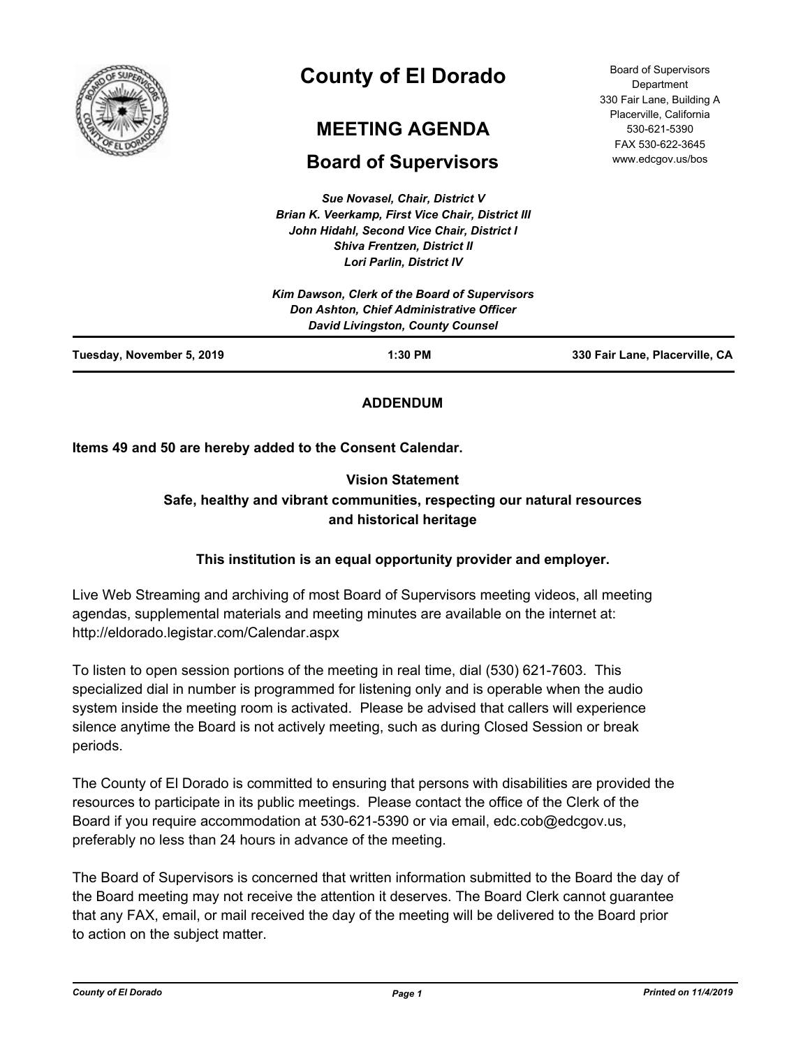# County of El Dorado

## MEETING AGENDA

## Board of Supervisors

Board of Supervisors Department
330 Fair Lane, Building A
Placerville, California
530-621-5390
FAX 530-622-3645
www.edcgov.us/bos

*Sue Novasel, Chair, District V*
*Brian K. Veerkamp, First Vice Chair, District III*
*John Hidahl, Second Vice Chair, District I*
*Shiva Frentzen, District II*
*Lori Parlin, District IV*

*Kim Dawson, Clerk of the Board of Supervisors*
*Don Ashton, Chief Administrative Officer*
*David Livingston, County Counsel*

**Tuesday, November 5, 2019** **1:30 PM** **330 Fair Lane, Placerville, CA**

**ADDENDUM**

**Items 49 and 50 are hereby added to the Consent Calendar.**

**Vision Statement**
**Safe, healthy and vibrant communities, respecting our natural resources and historical heritage**

**This institution is an equal opportunity provider and employer.**

Live Web Streaming and archiving of most Board of Supervisors meeting videos, all meeting agendas, supplemental materials and meeting minutes are available on the internet at: http://eldorado.legistar.com/Calendar.aspx

To listen to open session portions of the meeting in real time, dial (530) 621-7603. This specialized dial in number is programmed for listening only and is operable when the audio system inside the meeting room is activated. Please be advised that callers will experience silence anytime the Board is not actively meeting, such as during Closed Session or break periods.

The County of El Dorado is committed to ensuring that persons with disabilities are provided the resources to participate in its public meetings. Please contact the office of the Clerk of the Board if you require accommodation at 530-621-5390 or via email, edc.cob@edcgov.us, preferably no less than 24 hours in advance of the meeting.

The Board of Supervisors is concerned that written information submitted to the Board the day of the Board meeting may not receive the attention it deserves. The Board Clerk cannot guarantee that any FAX, email, or mail received the day of the meeting will be delivered to the Board prior to action on the subject matter.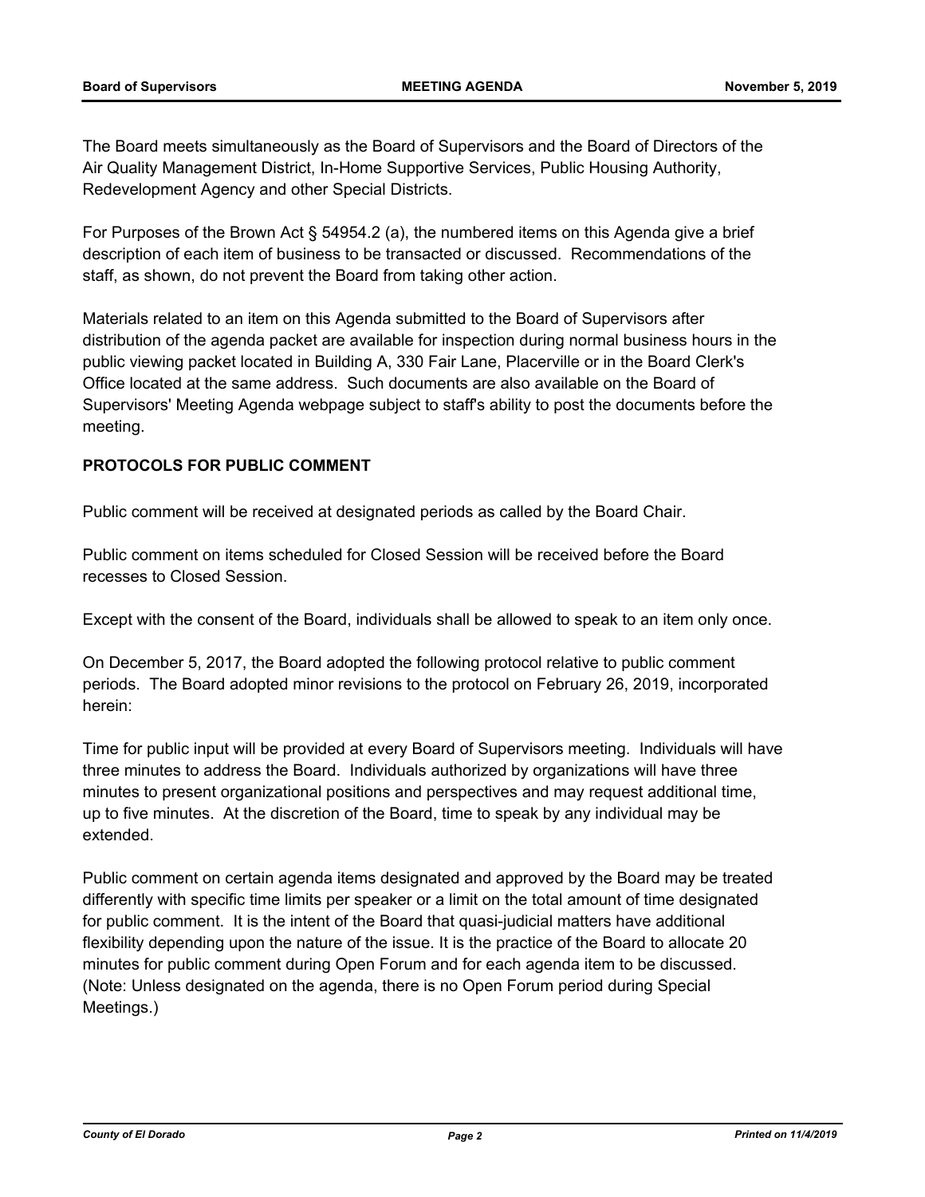The Board meets simultaneously as the Board of Supervisors and the Board of Directors of the Air Quality Management District, In-Home Supportive Services, Public Housing Authority, Redevelopment Agency and other Special Districts.

For Purposes of the Brown Act § 54954.2 (a), the numbered items on this Agenda give a brief description of each item of business to be transacted or discussed. Recommendations of the staff, as shown, do not prevent the Board from taking other action.

Materials related to an item on this Agenda submitted to the Board of Supervisors after distribution of the agenda packet are available for inspection during normal business hours in the public viewing packet located in Building A, 330 Fair Lane, Placerville or in the Board Clerk's Office located at the same address. Such documents are also available on the Board of Supervisors' Meeting Agenda webpage subject to staff's ability to post the documents before the meeting.

**PROTOCOLS FOR PUBLIC COMMENT**

Public comment will be received at designated periods as called by the Board Chair.

Public comment on items scheduled for Closed Session will be received before the Board recesses to Closed Session.

Except with the consent of the Board, individuals shall be allowed to speak to an item only once.

On December 5, 2017, the Board adopted the following protocol relative to public comment periods. The Board adopted minor revisions to the protocol on February 26, 2019, incorporated herein:

Time for public input will be provided at every Board of Supervisors meeting. Individuals will have three minutes to address the Board. Individuals authorized by organizations will have three minutes to present organizational positions and perspectives and may request additional time, up to five minutes. At the discretion of the Board, time to speak by any individual may be extended.

Public comment on certain agenda items designated and approved by the Board may be treated differently with specific time limits per speaker or a limit on the total amount of time designated for public comment. It is the intent of the Board that quasi-judicial matters have additional flexibility depending upon the nature of the issue. It is the practice of the Board to allocate 20 minutes for public comment during Open Forum and for each agenda item to be discussed. (Note: Unless designated on the agenda, there is no Open Forum period during Special Meetings.)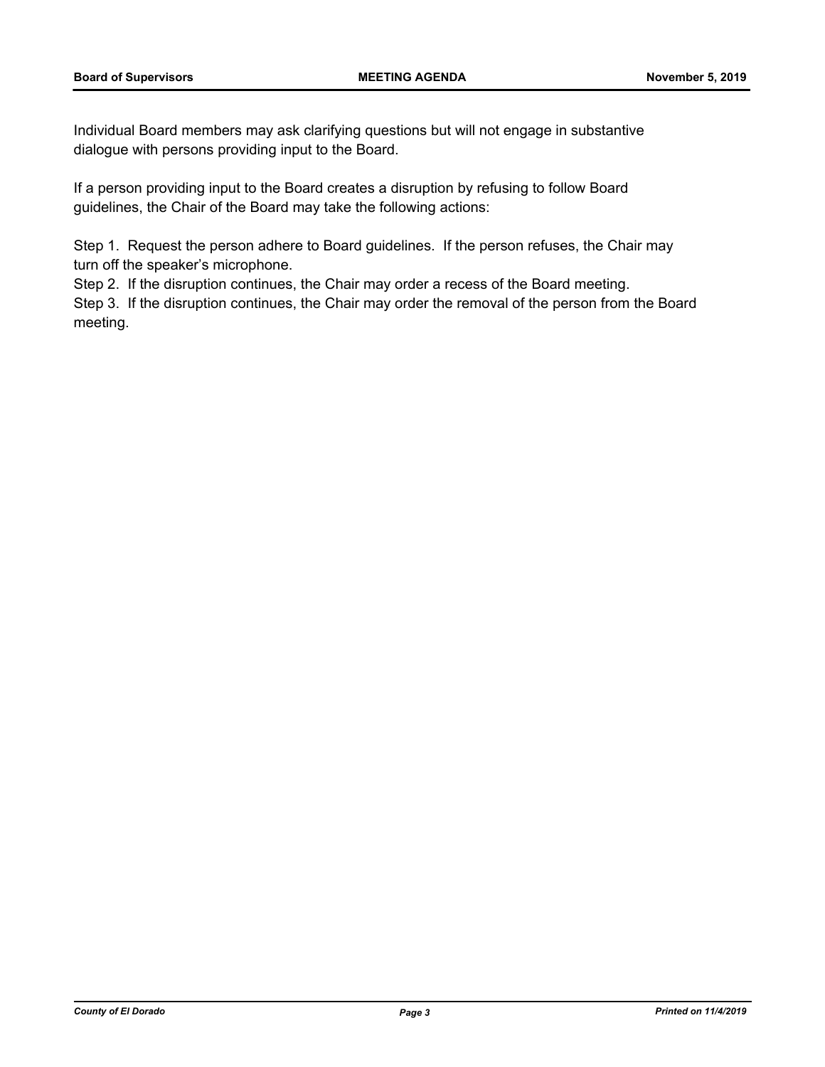Individual Board members may ask clarifying questions but will not engage in substantive dialogue with persons providing input to the Board.

If a person providing input to the Board creates a disruption by refusing to follow Board guidelines, the Chair of the Board may take the following actions:

Step 1. Request the person adhere to Board guidelines. If the person refuses, the Chair may turn off the speaker's microphone.

Step 2. If the disruption continues, the Chair may order a recess of the Board meeting.

Step 3. If the disruption continues, the Chair may order the removal of the person from the Board meeting.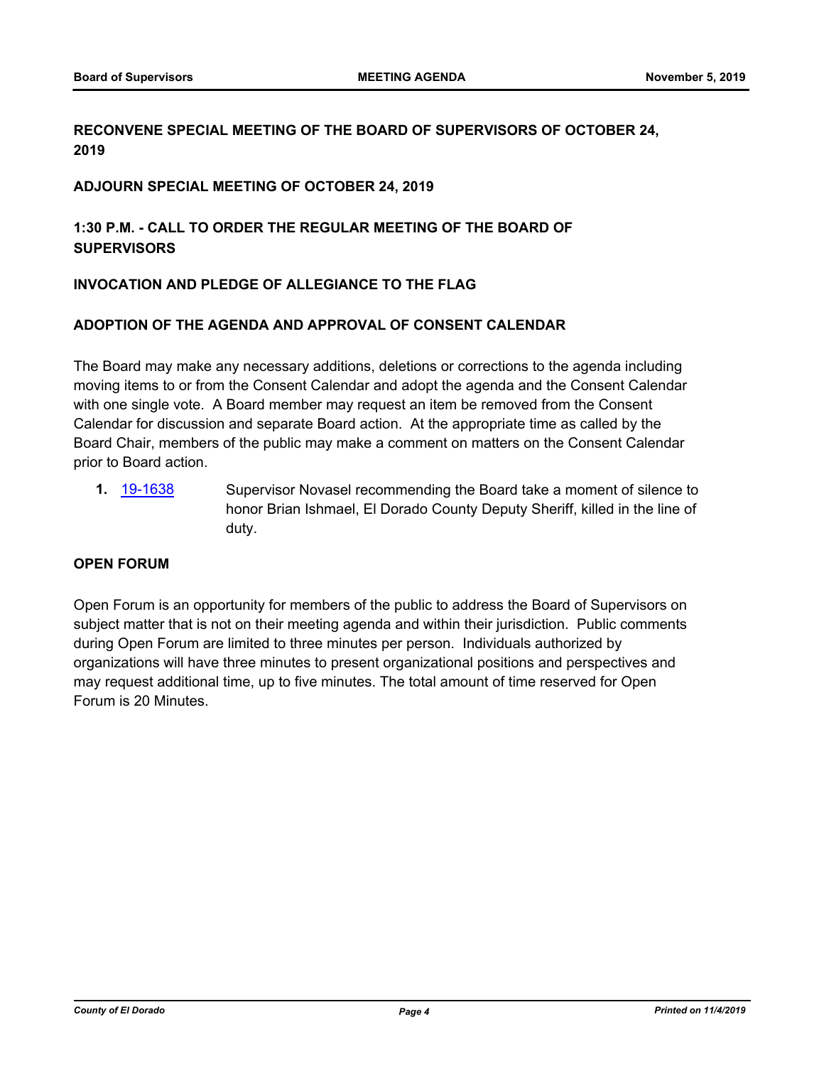## RECONVENE SPECIAL MEETING OF THE BOARD OF SUPERVISORS OF OCTOBER 24, 2019

## ADJOURN SPECIAL MEETING OF OCTOBER 24, 2019

## 1:30 P.M. - CALL TO ORDER THE REGULAR MEETING OF THE BOARD OF SUPERVISORS

## INVOCATION AND PLEDGE OF ALLEGIANCE TO THE FLAG

## ADOPTION OF THE AGENDA AND APPROVAL OF CONSENT CALENDAR

The Board may make any necessary additions, deletions or corrections to the agenda including moving items to or from the Consent Calendar and adopt the agenda and the Consent Calendar with one single vote. A Board member may request an item be removed from the Consent Calendar for discussion and separate Board action. At the appropriate time as called by the Board Chair, members of the public may make a comment on matters on the Consent Calendar prior to Board action.

**1.** 19-1638 Supervisor Novasel recommending the Board take a moment of silence to honor Brian Ishmael, El Dorado County Deputy Sheriff, killed in the line of duty.

## OPEN FORUM

Open Forum is an opportunity for members of the public to address the Board of Supervisors on subject matter that is not on their meeting agenda and within their jurisdiction. Public comments during Open Forum are limited to three minutes per person. Individuals authorized by organizations will have three minutes to present organizational positions and perspectives and may request additional time, up to five minutes. The total amount of time reserved for Open Forum is 20 Minutes.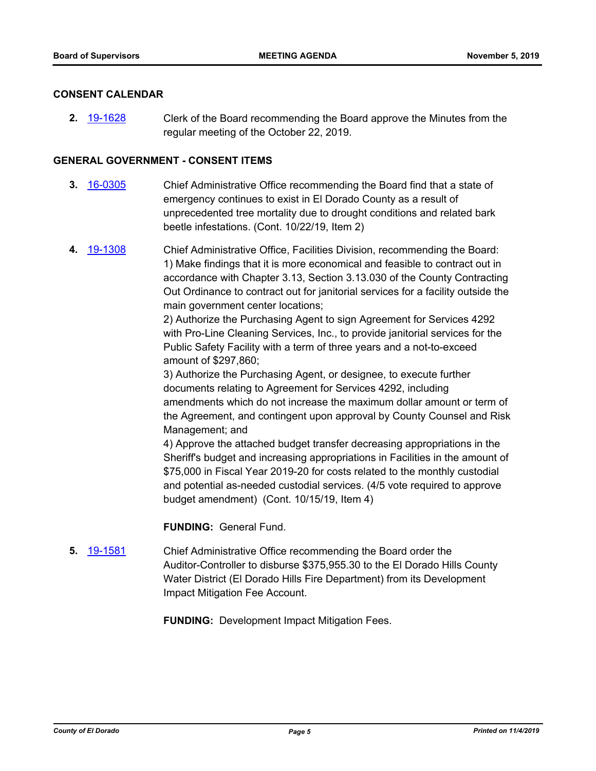## CONSENT CALENDAR

**2.** 19-1628 Clerk of the Board recommending the Board approve the Minutes from the regular meeting of the October 22, 2019.

## GENERAL GOVERNMENT - CONSENT ITEMS

**3.** 16-0305 Chief Administrative Office recommending the Board find that a state of emergency continues to exist in El Dorado County as a result of unprecedented tree mortality due to drought conditions and related bark beetle infestations. (Cont. 10/22/19, Item 2)

**4.** 19-1308 Chief Administrative Office, Facilities Division, recommending the Board:
1) Make findings that it is more economical and feasible to contract out in accordance with Chapter 3.13, Section 3.13.030 of the County Contracting Out Ordinance to contract out for janitorial services for a facility outside the main government center locations;
2) Authorize the Purchasing Agent to sign Agreement for Services 4292 with Pro-Line Cleaning Services, Inc., to provide janitorial services for the Public Safety Facility with a term of three years and a not-to-exceed amount of $297,860;
3) Authorize the Purchasing Agent, or designee, to execute further documents relating to Agreement for Services 4292, including amendments which do not increase the maximum dollar amount or term of the Agreement, and contingent upon approval by County Counsel and Risk Management; and
4) Approve the attached budget transfer decreasing appropriations in the Sheriff's budget and increasing appropriations in Facilities in the amount of $75,000 in Fiscal Year 2019-20 for costs related to the monthly custodial and potential as-needed custodial services. (4/5 vote required to approve budget amendment) (Cont. 10/15/19, Item 4)

**FUNDING:** General Fund.

**5.** 19-1581 Chief Administrative Office recommending the Board order the Auditor-Controller to disburse $375,955.30 to the El Dorado Hills County Water District (El Dorado Hills Fire Department) from its Development Impact Mitigation Fee Account.

**FUNDING:** Development Impact Mitigation Fees.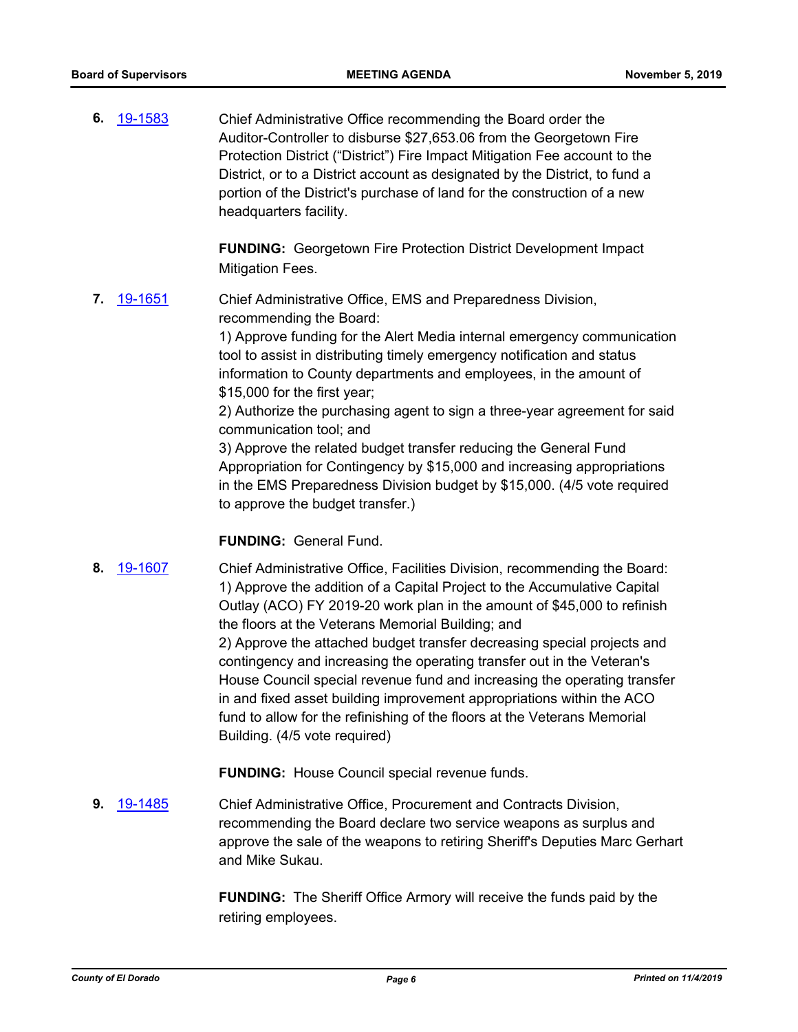**6.** 19-1583

Chief Administrative Office recommending the Board order the Auditor-Controller to disburse $27,653.06 from the Georgetown Fire Protection District ("District") Fire Impact Mitigation Fee account to the District, or to a District account as designated by the District, to fund a portion of the District's purchase of land for the construction of a new headquarters facility.

**FUNDING:** Georgetown Fire Protection District Development Impact Mitigation Fees.

**7.** 19-1651

Chief Administrative Office, EMS and Preparedness Division, recommending the Board:
1) Approve funding for the Alert Media internal emergency communication tool to assist in distributing timely emergency notification and status information to County departments and employees, in the amount of $15,000 for the first year;
2) Authorize the purchasing agent to sign a three-year agreement for said communication tool; and
3) Approve the related budget transfer reducing the General Fund Appropriation for Contingency by $15,000 and increasing appropriations in the EMS Preparedness Division budget by $15,000. (4/5 vote required to approve the budget transfer.)

**FUNDING:** General Fund.

**8.** 19-1607

Chief Administrative Office, Facilities Division, recommending the Board:
1) Approve the addition of a Capital Project to the Accumulative Capital Outlay (ACO) FY 2019-20 work plan in the amount of $45,000 to refinish the floors at the Veterans Memorial Building; and
2) Approve the attached budget transfer decreasing special projects and contingency and increasing the operating transfer out in the Veteran's House Council special revenue fund and increasing the operating transfer in and fixed asset building improvement appropriations within the ACO fund to allow for the refinishing of the floors at the Veterans Memorial Building. (4/5 vote required)

**FUNDING:** House Council special revenue funds.

**9.** 19-1485

Chief Administrative Office, Procurement and Contracts Division, recommending the Board declare two service weapons as surplus and approve the sale of the weapons to retiring Sheriff's Deputies Marc Gerhart and Mike Sukau.

**FUNDING:** The Sheriff Office Armory will receive the funds paid by the retiring employees.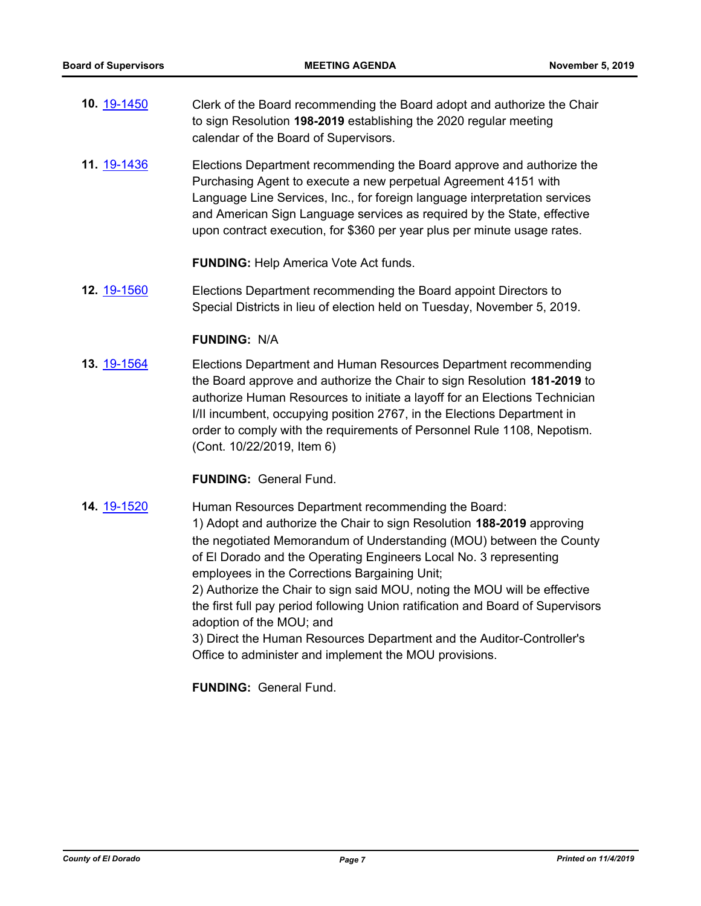**10.** 19-1450 Clerk of the Board recommending the Board adopt and authorize the Chair to sign Resolution **198-2019** establishing the 2020 regular meeting calendar of the Board of Supervisors.

**11.** 19-1436 Elections Department recommending the Board approve and authorize the Purchasing Agent to execute a new perpetual Agreement 4151 with Language Line Services, Inc., for foreign language interpretation services and American Sign Language services as required by the State, effective upon contract execution, for $360 per year plus per minute usage rates.

**FUNDING:** Help America Vote Act funds.

**12.** 19-1560 Elections Department recommending the Board appoint Directors to Special Districts in lieu of election held on Tuesday, November 5, 2019.

**FUNDING:** N/A

**13.** 19-1564 Elections Department and Human Resources Department recommending the Board approve and authorize the Chair to sign Resolution **181-2019** to authorize Human Resources to initiate a layoff for an Elections Technician I/II incumbent, occupying position 2767, in the Elections Department in order to comply with the requirements of Personnel Rule 1108, Nepotism. (Cont. 10/22/2019, Item 6)

**FUNDING:** General Fund.

**14.** 19-1520 Human Resources Department recommending the Board:
1) Adopt and authorize the Chair to sign Resolution **188-2019** approving the negotiated Memorandum of Understanding (MOU) between the County of El Dorado and the Operating Engineers Local No. 3 representing employees in the Corrections Bargaining Unit;
2) Authorize the Chair to sign said MOU, noting the MOU will be effective the first full pay period following Union ratification and Board of Supervisors adoption of the MOU; and
3) Direct the Human Resources Department and the Auditor-Controller's Office to administer and implement the MOU provisions.

**FUNDING:** General Fund.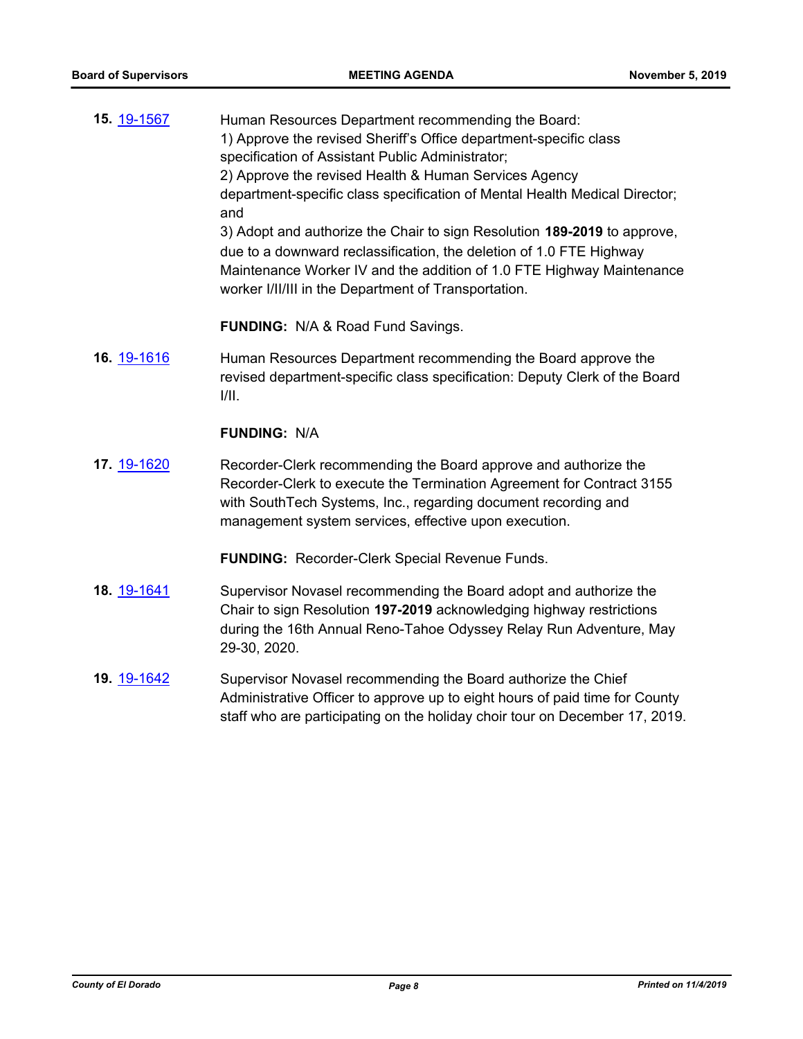**15.** 19-1567 Human Resources Department recommending the Board:
1) Approve the revised Sheriff's Office department-specific class specification of Assistant Public Administrator;
2) Approve the revised Health & Human Services Agency department-specific class specification of Mental Health Medical Director; and
3) Adopt and authorize the Chair to sign Resolution **189-2019** to approve, due to a downward reclassification, the deletion of 1.0 FTE Highway Maintenance Worker IV and the addition of 1.0 FTE Highway Maintenance worker I/II/III in the Department of Transportation.

**FUNDING:** N/A & Road Fund Savings.

**16.** 19-1616 Human Resources Department recommending the Board approve the revised department-specific class specification: Deputy Clerk of the Board I/II.

**FUNDING:** N/A

**17.** 19-1620 Recorder-Clerk recommending the Board approve and authorize the Recorder-Clerk to execute the Termination Agreement for Contract 3155 with SouthTech Systems, Inc., regarding document recording and management system services, effective upon execution.

**FUNDING:** Recorder-Clerk Special Revenue Funds.

**18.** 19-1641 Supervisor Novasel recommending the Board adopt and authorize the Chair to sign Resolution **197-2019** acknowledging highway restrictions during the 16th Annual Reno-Tahoe Odyssey Relay Run Adventure, May 29-30, 2020.

**19.** 19-1642 Supervisor Novasel recommending the Board authorize the Chief Administrative Officer to approve up to eight hours of paid time for County staff who are participating on the holiday choir tour on December 17, 2019.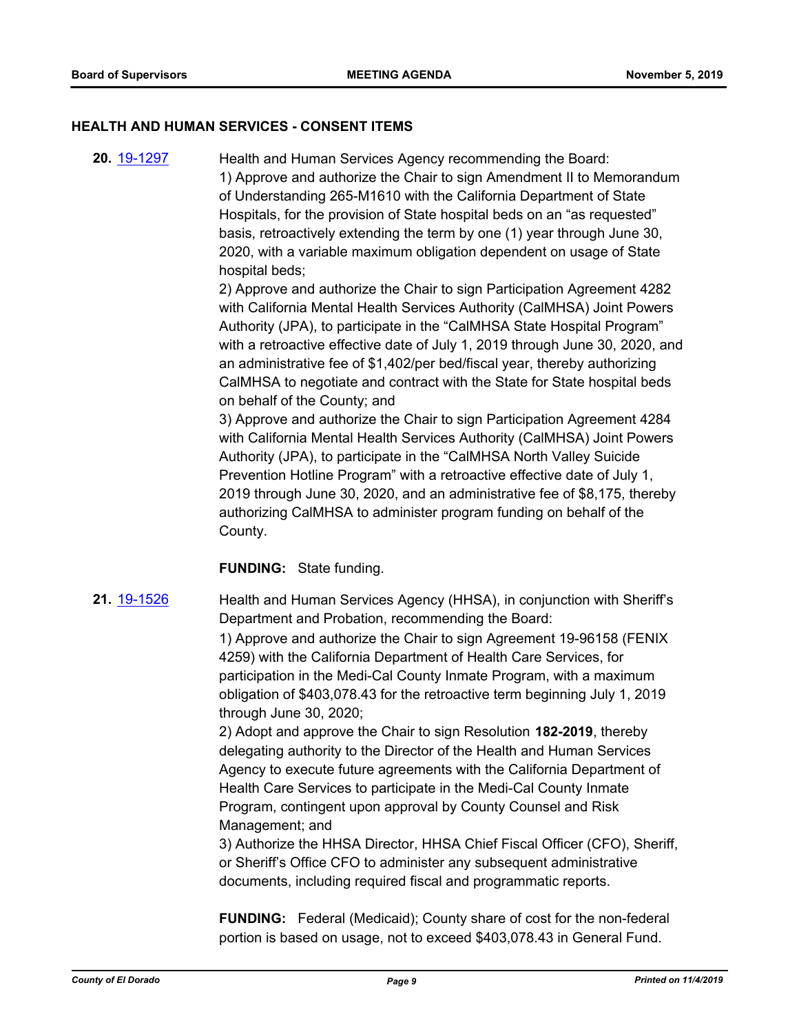## HEALTH AND HUMAN SERVICES - CONSENT ITEMS

**20.** [19-1297](19-1297) Health and Human Services Agency recommending the Board:

1) Approve and authorize the Chair to sign Amendment II to Memorandum of Understanding 265-M1610 with the California Department of State Hospitals, for the provision of State hospital beds on an "as requested" basis, retroactively extending the term by one (1) year through June 30, 2020, with a variable maximum obligation dependent on usage of State hospital beds;

2) Approve and authorize the Chair to sign Participation Agreement 4282 with California Mental Health Services Authority (CalMHSA) Joint Powers Authority (JPA), to participate in the "CalMHSA State Hospital Program" with a retroactive effective date of July 1, 2019 through June 30, 2020, and an administrative fee of $1,402/per bed/fiscal year, thereby authorizing CalMHSA to negotiate and contract with the State for State hospital beds on behalf of the County; and

3) Approve and authorize the Chair to sign Participation Agreement 4284 with California Mental Health Services Authority (CalMHSA) Joint Powers Authority (JPA), to participate in the "CalMHSA North Valley Suicide Prevention Hotline Program" with a retroactive effective date of July 1, 2019 through June 30, 2020, and an administrative fee of $8,175, thereby authorizing CalMHSA to administer program funding on behalf of the County.

**FUNDING:** State funding.

**21.** [19-1526](19-1526) Health and Human Services Agency (HHSA), in conjunction with Sheriff's Department and Probation, recommending the Board:

1) Approve and authorize the Chair to sign Agreement 19-96158 (FENIX 4259) with the California Department of Health Care Services, for participation in the Medi-Cal County Inmate Program, with a maximum obligation of $403,078.43 for the retroactive term beginning July 1, 2019 through June 30, 2020;

2) Adopt and approve the Chair to sign Resolution **182-2019**, thereby delegating authority to the Director of the Health and Human Services Agency to execute future agreements with the California Department of Health Care Services to participate in the Medi-Cal County Inmate Program, contingent upon approval by County Counsel and Risk Management; and

3) Authorize the HHSA Director, HHSA Chief Fiscal Officer (CFO), Sheriff, or Sheriff's Office CFO to administer any subsequent administrative documents, including required fiscal and programmatic reports.

**FUNDING:** Federal (Medicaid); County share of cost for the non-federal portion is based on usage, not to exceed $403,078.43 in General Fund.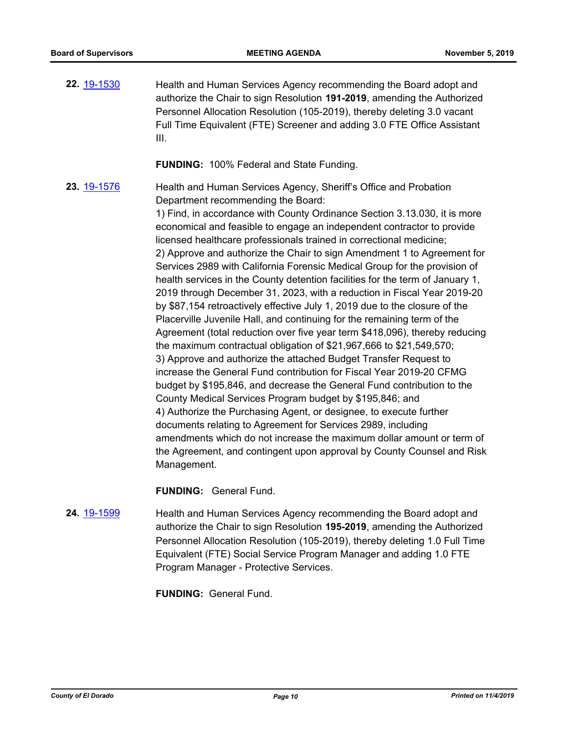**22.** [19-1530](19-1530)

Health and Human Services Agency recommending the Board adopt and authorize the Chair to sign Resolution **191-2019**, amending the Authorized Personnel Allocation Resolution (105-2019), thereby deleting 3.0 vacant Full Time Equivalent (FTE) Screener and adding 3.0 FTE Office Assistant III.

**FUNDING:** 100% Federal and State Funding.

**23.** [19-1576](19-1576)

Health and Human Services Agency, Sheriff's Office and Probation Department recommending the Board:

1) Find, in accordance with County Ordinance Section 3.13.030, it is more economical and feasible to engage an independent contractor to provide licensed healthcare professionals trained in correctional medicine;

2) Approve and authorize the Chair to sign Amendment 1 to Agreement for Services 2989 with California Forensic Medical Group for the provision of health services in the County detention facilities for the term of January 1, 2019 through December 31, 2023, with a reduction in Fiscal Year 2019-20 by $87,154 retroactively effective July 1, 2019 due to the closure of the Placerville Juvenile Hall, and continuing for the remaining term of the Agreement (total reduction over five year term $418,096), thereby reducing the maximum contractual obligation of $21,967,666 to $21,549,570;

3) Approve and authorize the attached Budget Transfer Request to increase the General Fund contribution for Fiscal Year 2019-20 CFMG budget by $195,846, and decrease the General Fund contribution to the County Medical Services Program budget by $195,846; and

4) Authorize the Purchasing Agent, or designee, to execute further documents relating to Agreement for Services 2989, including amendments which do not increase the maximum dollar amount or term of the Agreement, and contingent upon approval by County Counsel and Risk Management.

**FUNDING:** General Fund.

**24.** [19-1599](19-1599)

Health and Human Services Agency recommending the Board adopt and authorize the Chair to sign Resolution **195-2019**, amending the Authorized Personnel Allocation Resolution (105-2019), thereby deleting 1.0 Full Time Equivalent (FTE) Social Service Program Manager and adding 1.0 FTE Program Manager - Protective Services.

**FUNDING:** General Fund.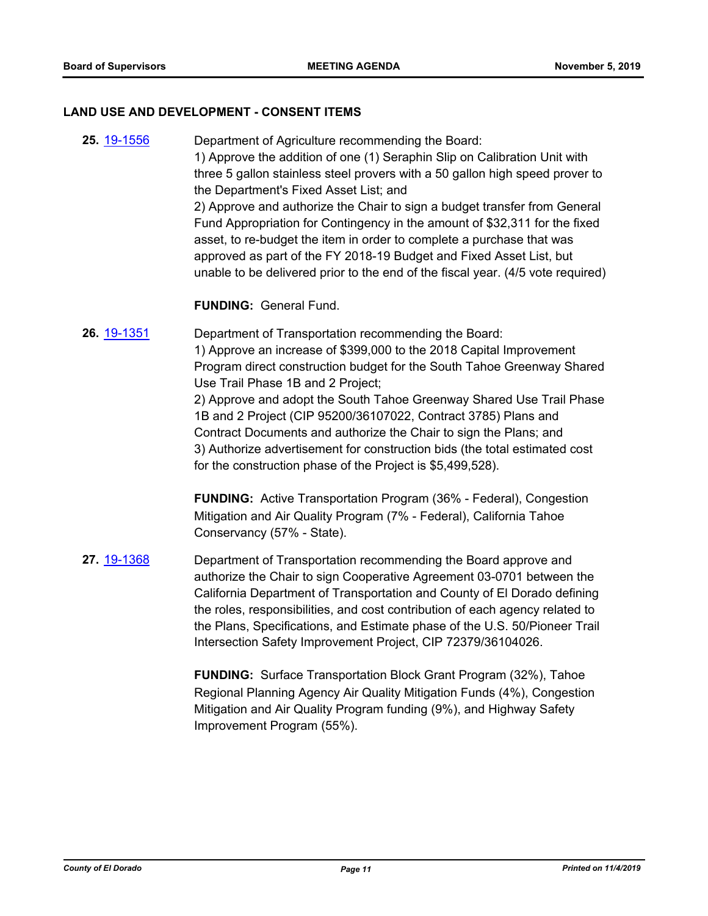## LAND USE AND DEVELOPMENT - CONSENT ITEMS

**25.** 19-1556

Department of Agriculture recommending the Board:
1) Approve the addition of one (1) Seraphin Slip on Calibration Unit with three 5 gallon stainless steel provers with a 50 gallon high speed prover to the Department's Fixed Asset List; and
2) Approve and authorize the Chair to sign a budget transfer from General Fund Appropriation for Contingency in the amount of $32,311 for the fixed asset, to re-budget the item in order to complete a purchase that was approved as part of the FY 2018-19 Budget and Fixed Asset List, but unable to be delivered prior to the end of the fiscal year. (4/5 vote required)

**FUNDING:** General Fund.

**26.** 19-1351

Department of Transportation recommending the Board:
1) Approve an increase of $399,000 to the 2018 Capital Improvement Program direct construction budget for the South Tahoe Greenway Shared Use Trail Phase 1B and 2 Project;
2) Approve and adopt the South Tahoe Greenway Shared Use Trail Phase 1B and 2 Project (CIP 95200/36107022, Contract 3785) Plans and Contract Documents and authorize the Chair to sign the Plans; and
3) Authorize advertisement for construction bids (the total estimated cost for the construction phase of the Project is $5,499,528).

**FUNDING:** Active Transportation Program (36% - Federal), Congestion Mitigation and Air Quality Program (7% - Federal), California Tahoe Conservancy (57% - State).

**27.** 19-1368

Department of Transportation recommending the Board approve and authorize the Chair to sign Cooperative Agreement 03-0701 between the California Department of Transportation and County of El Dorado defining the roles, responsibilities, and cost contribution of each agency related to the Plans, Specifications, and Estimate phase of the U.S. 50/Pioneer Trail Intersection Safety Improvement Project, CIP 72379/36104026.

**FUNDING:** Surface Transportation Block Grant Program (32%), Tahoe Regional Planning Agency Air Quality Mitigation Funds (4%), Congestion Mitigation and Air Quality Program funding (9%), and Highway Safety Improvement Program (55%).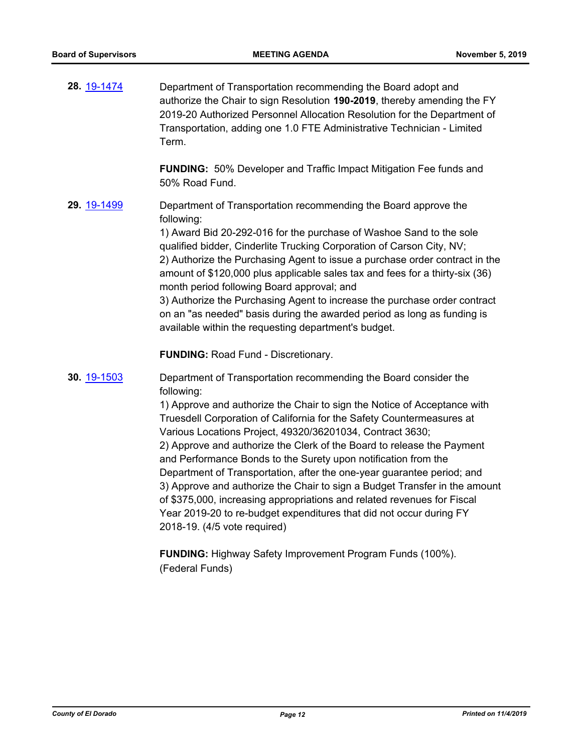**28.** [19-1474](19-1474)

Department of Transportation recommending the Board adopt and authorize the Chair to sign Resolution **190-2019**, thereby amending the FY 2019-20 Authorized Personnel Allocation Resolution for the Department of Transportation, adding one 1.0 FTE Administrative Technician - Limited Term.

**FUNDING:** 50% Developer and Traffic Impact Mitigation Fee funds and 50% Road Fund.

**29.** [19-1499](19-1499)

Department of Transportation recommending the Board approve the following:
1) Award Bid 20-292-016 for the purchase of Washoe Sand to the sole qualified bidder, Cinderlite Trucking Corporation of Carson City, NV;
2) Authorize the Purchasing Agent to issue a purchase order contract in the amount of $120,000 plus applicable sales tax and fees for a thirty-six (36) month period following Board approval; and
3) Authorize the Purchasing Agent to increase the purchase order contract on an "as needed" basis during the awarded period as long as funding is available within the requesting department's budget.

**FUNDING:** Road Fund - Discretionary.

**30.** [19-1503](19-1503)

Department of Transportation recommending the Board consider the following:
1) Approve and authorize the Chair to sign the Notice of Acceptance with Truesdell Corporation of California for the Safety Countermeasures at Various Locations Project, 49320/36201034, Contract 3630;
2) Approve and authorize the Clerk of the Board to release the Payment and Performance Bonds to the Surety upon notification from the Department of Transportation, after the one-year guarantee period; and
3) Approve and authorize the Chair to sign a Budget Transfer in the amount of $375,000, increasing appropriations and related revenues for Fiscal Year 2019-20 to re-budget expenditures that did not occur during FY 2018-19. (4/5 vote required)

**FUNDING:** Highway Safety Improvement Program Funds (100%). (Federal Funds)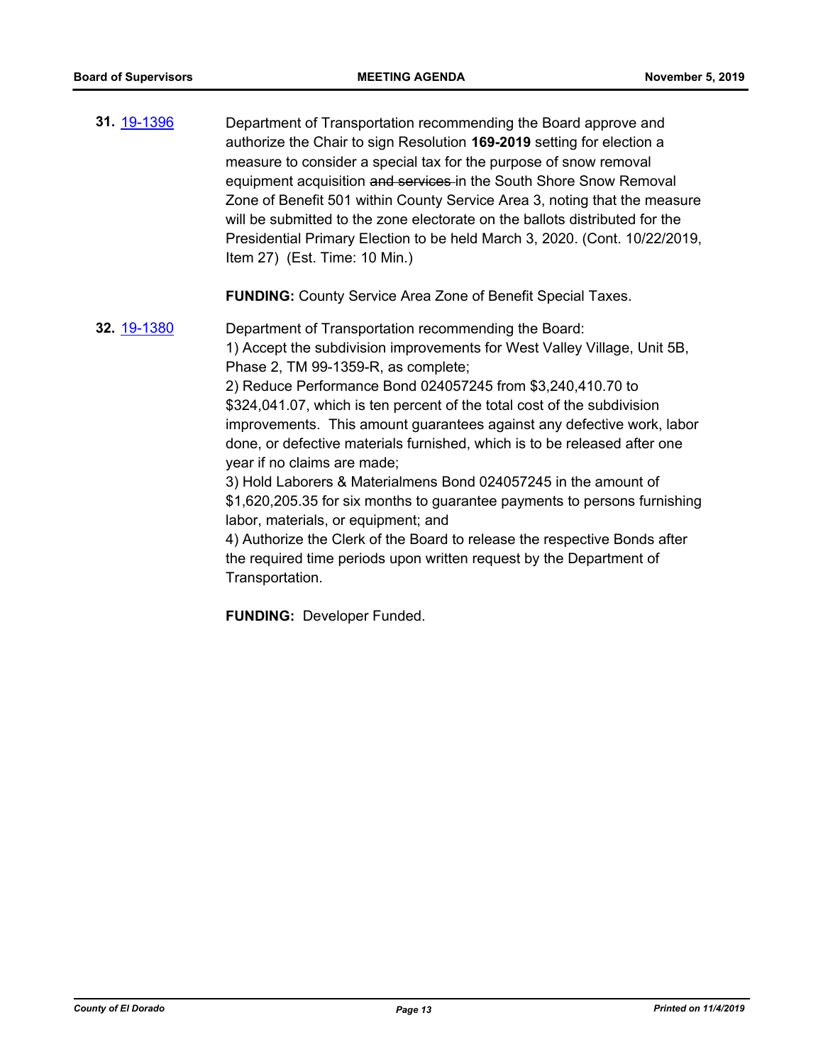**31.** [19-1396](19-1396)

Department of Transportation recommending the Board approve and authorize the Chair to sign Resolution **169-2019** setting for election a measure to consider a special tax for the purpose of snow removal equipment acquisition ~~and services~~ in the South Shore Snow Removal Zone of Benefit 501 within County Service Area 3, noting that the measure will be submitted to the zone electorate on the ballots distributed for the Presidential Primary Election to be held March 3, 2020. (Cont. 10/22/2019, Item 27) (Est. Time: 10 Min.)

**FUNDING:** County Service Area Zone of Benefit Special Taxes.

**32.** [19-1380](19-1380)

Department of Transportation recommending the Board:
1) Accept the subdivision improvements for West Valley Village, Unit 5B, Phase 2, TM 99-1359-R, as complete;
2) Reduce Performance Bond 024057245 from $3,240,410.70 to $324,041.07, which is ten percent of the total cost of the subdivision improvements. This amount guarantees against any defective work, labor done, or defective materials furnished, which is to be released after one year if no claims are made;
3) Hold Laborers & Materialmens Bond 024057245 in the amount of $1,620,205.35 for six months to guarantee payments to persons furnishing labor, materials, or equipment; and
4) Authorize the Clerk of the Board to release the respective Bonds after the required time periods upon written request by the Department of Transportation.

**FUNDING:** Developer Funded.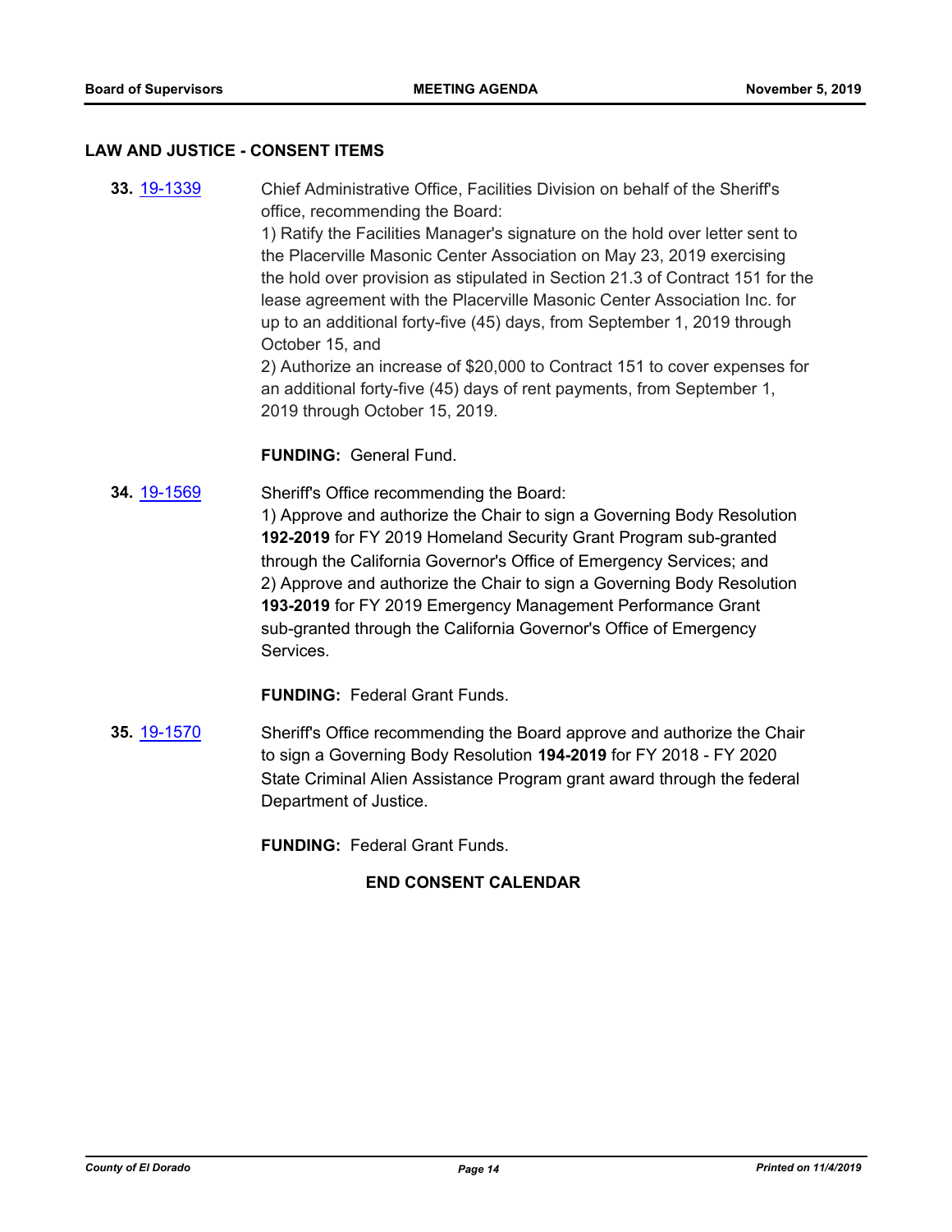## LAW AND JUSTICE - CONSENT ITEMS

**33.** [19-1339](19-1339) Chief Administrative Office, Facilities Division on behalf of the Sheriff's office, recommending the Board:

1) Ratify the Facilities Manager's signature on the hold over letter sent to the Placerville Masonic Center Association on May 23, 2019 exercising the hold over provision as stipulated in Section 21.3 of Contract 151 for the lease agreement with the Placerville Masonic Center Association Inc. for up to an additional forty-five (45) days, from September 1, 2019 through October 15, and

2) Authorize an increase of $20,000 to Contract 151 to cover expenses for an additional forty-five (45) days of rent payments, from September 1, 2019 through October 15, 2019.

**FUNDING:** General Fund.

**34.** [19-1569](19-1569) Sheriff's Office recommending the Board:

1) Approve and authorize the Chair to sign a Governing Body Resolution **192-2019** for FY 2019 Homeland Security Grant Program sub-granted through the California Governor's Office of Emergency Services; and

2) Approve and authorize the Chair to sign a Governing Body Resolution **193-2019** for FY 2019 Emergency Management Performance Grant sub-granted through the California Governor's Office of Emergency Services.

**FUNDING:** Federal Grant Funds.

**35.** [19-1570](19-1570) Sheriff's Office recommending the Board approve and authorize the Chair to sign a Governing Body Resolution **194-2019** for FY 2018 - FY 2020 State Criminal Alien Assistance Program grant award through the federal Department of Justice.

**FUNDING:** Federal Grant Funds.

**END CONSENT CALENDAR**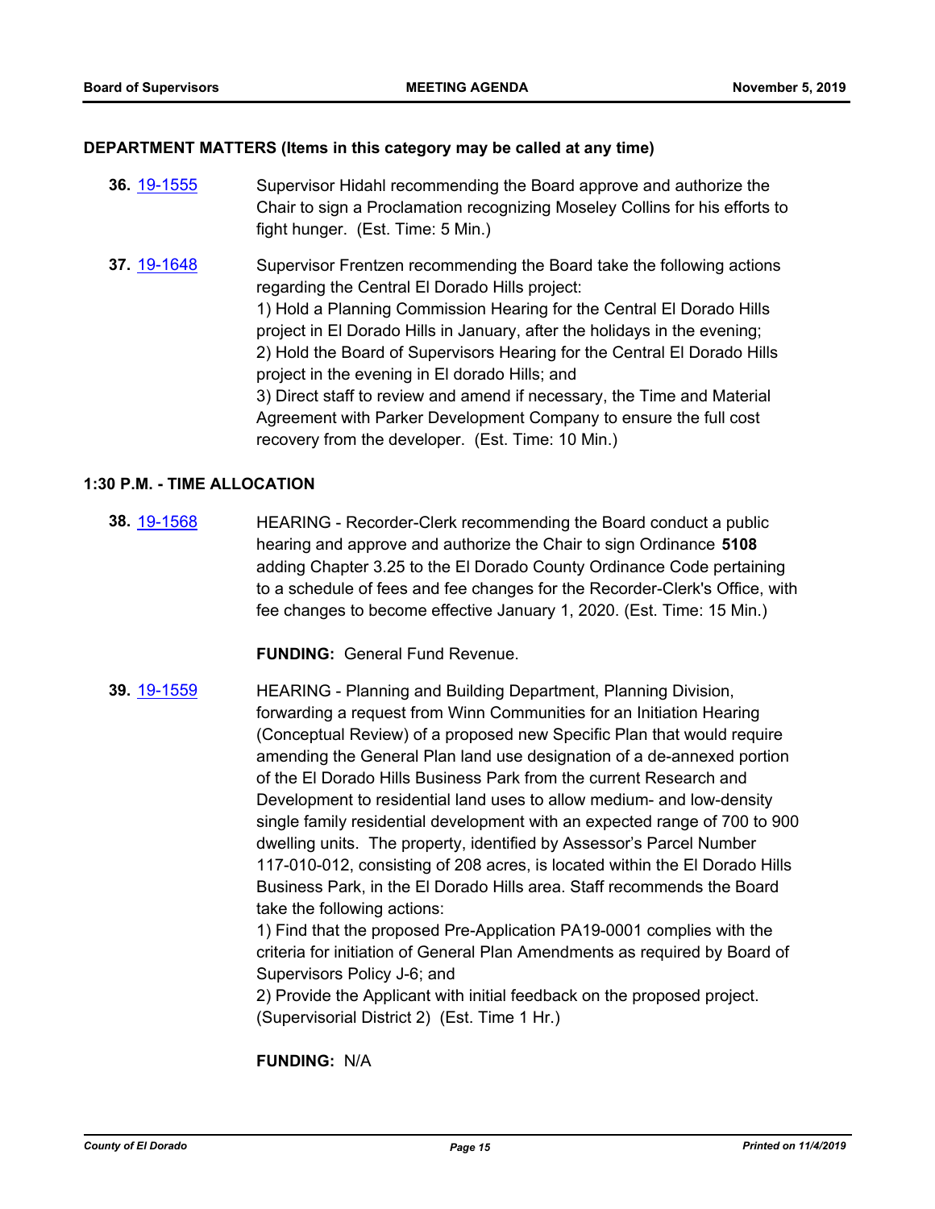### DEPARTMENT MATTERS (Items in this category may be called at any time)

**36.** 19-1555 Supervisor Hidahl recommending the Board approve and authorize the Chair to sign a Proclamation recognizing Moseley Collins for his efforts to fight hunger. (Est. Time: 5 Min.)

**37.** 19-1648 Supervisor Frentzen recommending the Board take the following actions regarding the Central El Dorado Hills project:
1) Hold a Planning Commission Hearing for the Central El Dorado Hills project in El Dorado Hills in January, after the holidays in the evening;
2) Hold the Board of Supervisors Hearing for the Central El Dorado Hills project in the evening in El dorado Hills; and
3) Direct staff to review and amend if necessary, the Time and Material Agreement with Parker Development Company to ensure the full cost recovery from the developer. (Est. Time: 10 Min.)

### 1:30 P.M. - TIME ALLOCATION

**38.** 19-1568 HEARING - Recorder-Clerk recommending the Board conduct a public hearing and approve and authorize the Chair to sign Ordinance **5108** adding Chapter 3.25 to the El Dorado County Ordinance Code pertaining to a schedule of fees and fee changes for the Recorder-Clerk's Office, with fee changes to become effective January 1, 2020. (Est. Time: 15 Min.)

**FUNDING:** General Fund Revenue.

**39.** 19-1559 HEARING - Planning and Building Department, Planning Division, forwarding a request from Winn Communities for an Initiation Hearing (Conceptual Review) of a proposed new Specific Plan that would require amending the General Plan land use designation of a de-annexed portion of the El Dorado Hills Business Park from the current Research and Development to residential land uses to allow medium- and low-density single family residential development with an expected range of 700 to 900 dwelling units. The property, identified by Assessor's Parcel Number 117-010-012, consisting of 208 acres, is located within the El Dorado Hills Business Park, in the El Dorado Hills area. Staff recommends the Board take the following actions:
1) Find that the proposed Pre-Application PA19-0001 complies with the criteria for initiation of General Plan Amendments as required by Board of Supervisors Policy J-6; and
2) Provide the Applicant with initial feedback on the proposed project. (Supervisorial District 2) (Est. Time 1 Hr.)

**FUNDING:** N/A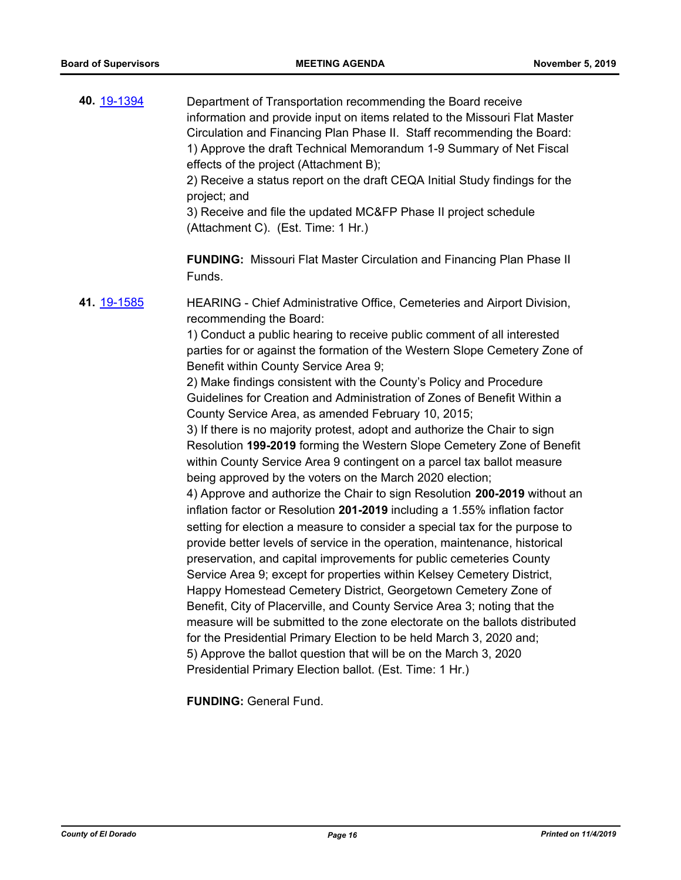**40.** [19-1394](19-1394)

Department of Transportation recommending the Board receive information and provide input on items related to the Missouri Flat Master Circulation and Financing Plan Phase II. Staff recommending the Board:
1) Approve the draft Technical Memorandum 1-9 Summary of Net Fiscal effects of the project (Attachment B);
2) Receive a status report on the draft CEQA Initial Study findings for the project; and
3) Receive and file the updated MC&FP Phase II project schedule (Attachment C). (Est. Time: 1 Hr.)

**FUNDING:** Missouri Flat Master Circulation and Financing Plan Phase II Funds.

**41.** [19-1585](19-1585)

HEARING - Chief Administrative Office, Cemeteries and Airport Division, recommending the Board:
1) Conduct a public hearing to receive public comment of all interested parties for or against the formation of the Western Slope Cemetery Zone of Benefit within County Service Area 9;
2) Make findings consistent with the County's Policy and Procedure Guidelines for Creation and Administration of Zones of Benefit Within a County Service Area, as amended February 10, 2015;
3) If there is no majority protest, adopt and authorize the Chair to sign Resolution **199-2019** forming the Western Slope Cemetery Zone of Benefit within County Service Area 9 contingent on a parcel tax ballot measure being approved by the voters on the March 2020 election;
4) Approve and authorize the Chair to sign Resolution **200-2019** without an inflation factor or Resolution **201-2019** including a 1.55% inflation factor setting for election a measure to consider a special tax for the purpose to provide better levels of service in the operation, maintenance, historical preservation, and capital improvements for public cemeteries County Service Area 9; except for properties within Kelsey Cemetery District, Happy Homestead Cemetery District, Georgetown Cemetery Zone of Benefit, City of Placerville, and County Service Area 3; noting that the measure will be submitted to the zone electorate on the ballots distributed for the Presidential Primary Election to be held March 3, 2020 and;
5) Approve the ballot question that will be on the March 3, 2020 Presidential Primary Election ballot. (Est. Time: 1 Hr.)

**FUNDING:** General Fund.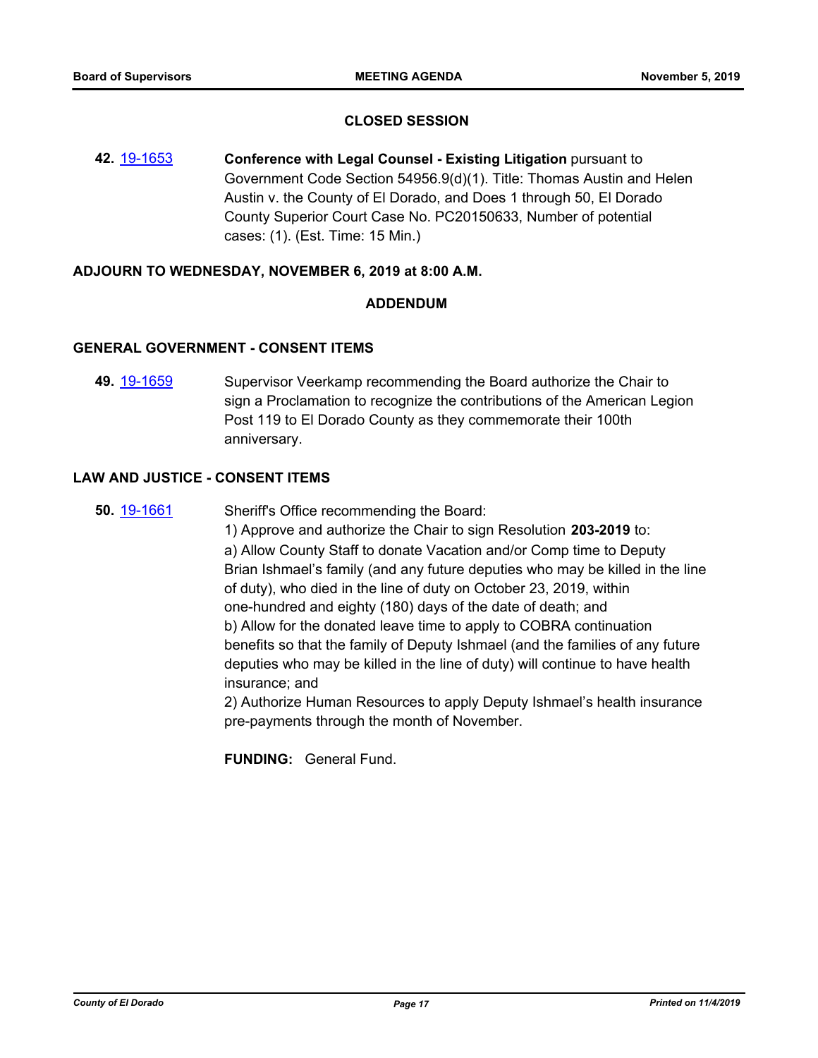## CLOSED SESSION

**42.** 19-1653 **Conference with Legal Counsel - Existing Litigation** pursuant to Government Code Section 54956.9(d)(1). Title: Thomas Austin and Helen Austin v. the County of El Dorado, and Does 1 through 50, El Dorado County Superior Court Case No. PC20150633, Number of potential cases: (1). (Est. Time: 15 Min.)

**ADJOURN TO WEDNESDAY, NOVEMBER 6, 2019 at 8:00 A.M.**

## ADDENDUM

### GENERAL GOVERNMENT - CONSENT ITEMS

**49.** 19-1659 Supervisor Veerkamp recommending the Board authorize the Chair to sign a Proclamation to recognize the contributions of the American Legion Post 119 to El Dorado County as they commemorate their 100th anniversary.

### LAW AND JUSTICE - CONSENT ITEMS

**50.** 19-1661 Sheriff's Office recommending the Board:

1) Approve and authorize the Chair to sign Resolution **203-2019** to:

a) Allow County Staff to donate Vacation and/or Comp time to Deputy Brian Ishmael's family (and any future deputies who may be killed in the line of duty), who died in the line of duty on October 23, 2019, within one-hundred and eighty (180) days of the date of death; and

b) Allow for the donated leave time to apply to COBRA continuation benefits so that the family of Deputy Ishmael (and the families of any future deputies who may be killed in the line of duty) will continue to have health insurance; and

2) Authorize Human Resources to apply Deputy Ishmael's health insurance pre-payments through the month of November.

**FUNDING:** General Fund.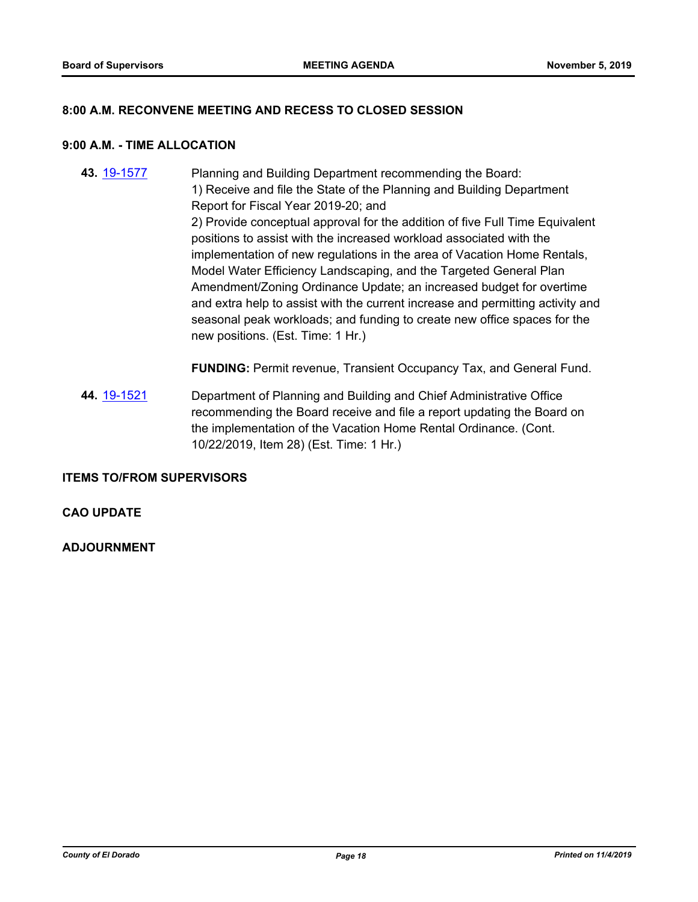**8:00 A.M. RECONVENE MEETING AND RECESS TO CLOSED SESSION**

**9:00 A.M. - TIME ALLOCATION**

**43.** [19-1577](19-1577) Planning and Building Department recommending the Board:
1) Receive and file the State of the Planning and Building Department Report for Fiscal Year 2019-20; and
2) Provide conceptual approval for the addition of five Full Time Equivalent positions to assist with the increased workload associated with the implementation of new regulations in the area of Vacation Home Rentals, Model Water Efficiency Landscaping, and the Targeted General Plan Amendment/Zoning Ordinance Update; an increased budget for overtime and extra help to assist with the current increase and permitting activity and seasonal peak workloads; and funding to create new office spaces for the new positions. (Est. Time: 1 Hr.)

**FUNDING:** Permit revenue, Transient Occupancy Tax, and General Fund.

**44.** [19-1521](19-1521) Department of Planning and Building and Chief Administrative Office recommending the Board receive and file a report updating the Board on the implementation of the Vacation Home Rental Ordinance. (Cont. 10/22/2019, Item 28) (Est. Time: 1 Hr.)

**ITEMS TO/FROM SUPERVISORS**

**CAO UPDATE**

**ADJOURNMENT**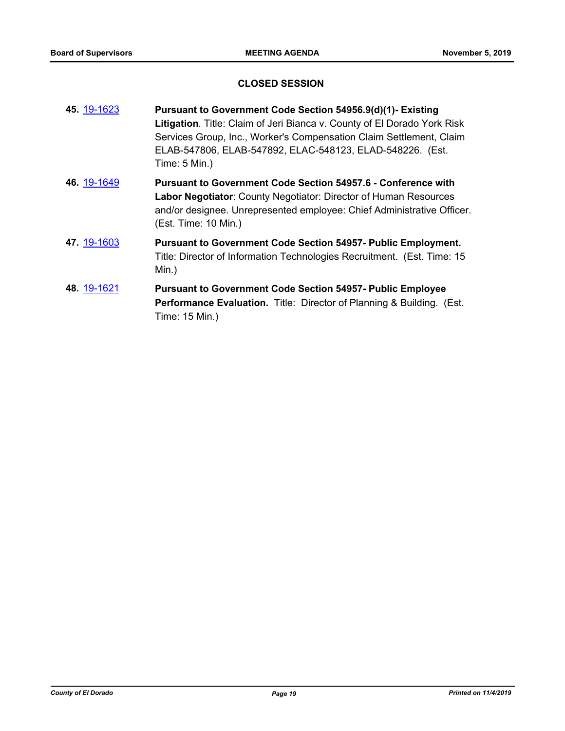## CLOSED SESSION

**45.** 19-1623 **Pursuant to Government Code Section 54956.9(d)(1)- Existing Litigation**. Title: Claim of Jeri Bianca v. County of El Dorado York Risk Services Group, Inc., Worker's Compensation Claim Settlement, Claim ELAB-547806, ELAB-547892, ELAC-548123, ELAD-548226. (Est. Time: 5 Min.)

**46.** 19-1649 **Pursuant to Government Code Section 54957.6 - Conference with Labor Negotiator**: County Negotiator: Director of Human Resources and/or designee. Unrepresented employee: Chief Administrative Officer. (Est. Time: 10 Min.)

**47.** 19-1603 **Pursuant to Government Code Section 54957- Public Employment.** Title: Director of Information Technologies Recruitment. (Est. Time: 15 Min.)

**48.** 19-1621 **Pursuant to Government Code Section 54957- Public Employee Performance Evaluation.** Title: Director of Planning & Building. (Est. Time: 15 Min.)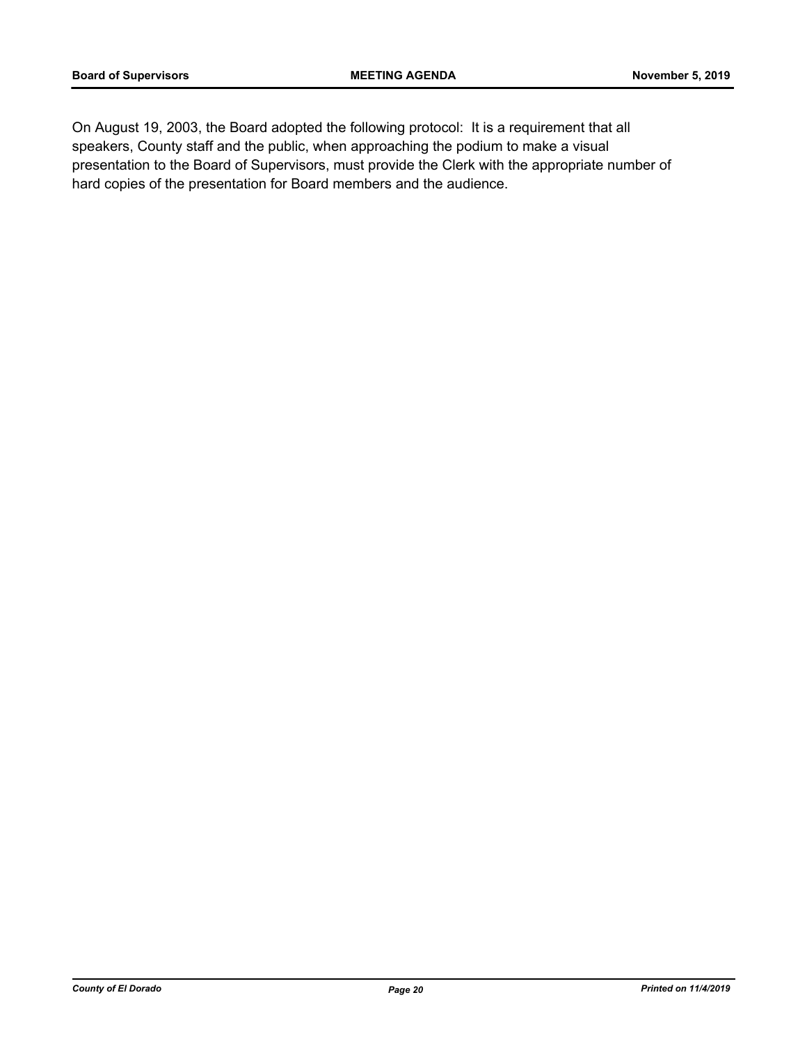On August 19, 2003, the Board adopted the following protocol: It is a requirement that all speakers, County staff and the public, when approaching the podium to make a visual presentation to the Board of Supervisors, must provide the Clerk with the appropriate number of hard copies of the presentation for Board members and the audience.